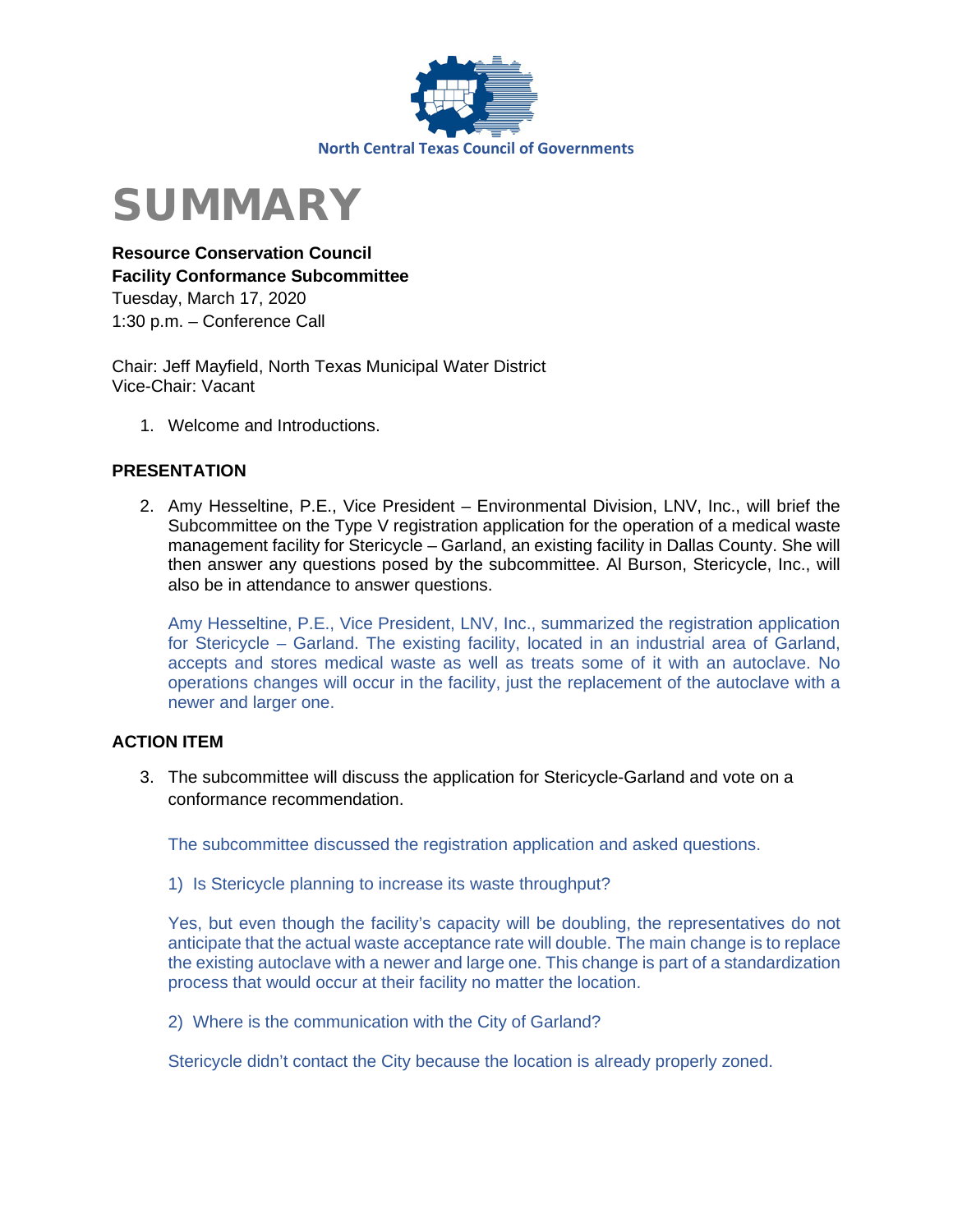North Central Texas Council of Governments

# SUMMARY

**Resource Conservation Council**
**Facility Conformance Subcommittee**
Tuesday, March 17, 2020
1:30 p.m. – Conference Call

Chair: Jeff Mayfield, North Texas Municipal Water District
Vice-Chair: Vacant

1. Welcome and Introductions.

## PRESENTATION

2. Amy Hesseltine, P.E., Vice President – Environmental Division, LNV, Inc., will brief the Subcommittee on the Type V registration application for the operation of a medical waste management facility for Stericycle – Garland, an existing facility in Dallas County. She will then answer any questions posed by the subcommittee. Al Burson, Stericycle, Inc., will also be in attendance to answer questions.

   Amy Hesseltine, P.E., Vice President, LNV, Inc., summarized the registration application for Stericycle – Garland. The existing facility, located in an industrial area of Garland, accepts and stores medical waste as well as treats some of it with an autoclave. No operations changes will occur in the facility, just the replacement of the autoclave with a newer and larger one.

## ACTION ITEM

3. The subcommittee will discuss the application for Stericycle-Garland and vote on a conformance recommendation.

   The subcommittee discussed the registration application and asked questions.

   1) Is Stericycle planning to increase its waste throughput?

   Yes, but even though the facility's capacity will be doubling, the representatives do not anticipate that the actual waste acceptance rate will double. The main change is to replace the existing autoclave with a newer and large one. This change is part of a standardization process that would occur at their facility no matter the location.

   2) Where is the communication with the City of Garland?

   Stericycle didn't contact the City because the location is already properly zoned.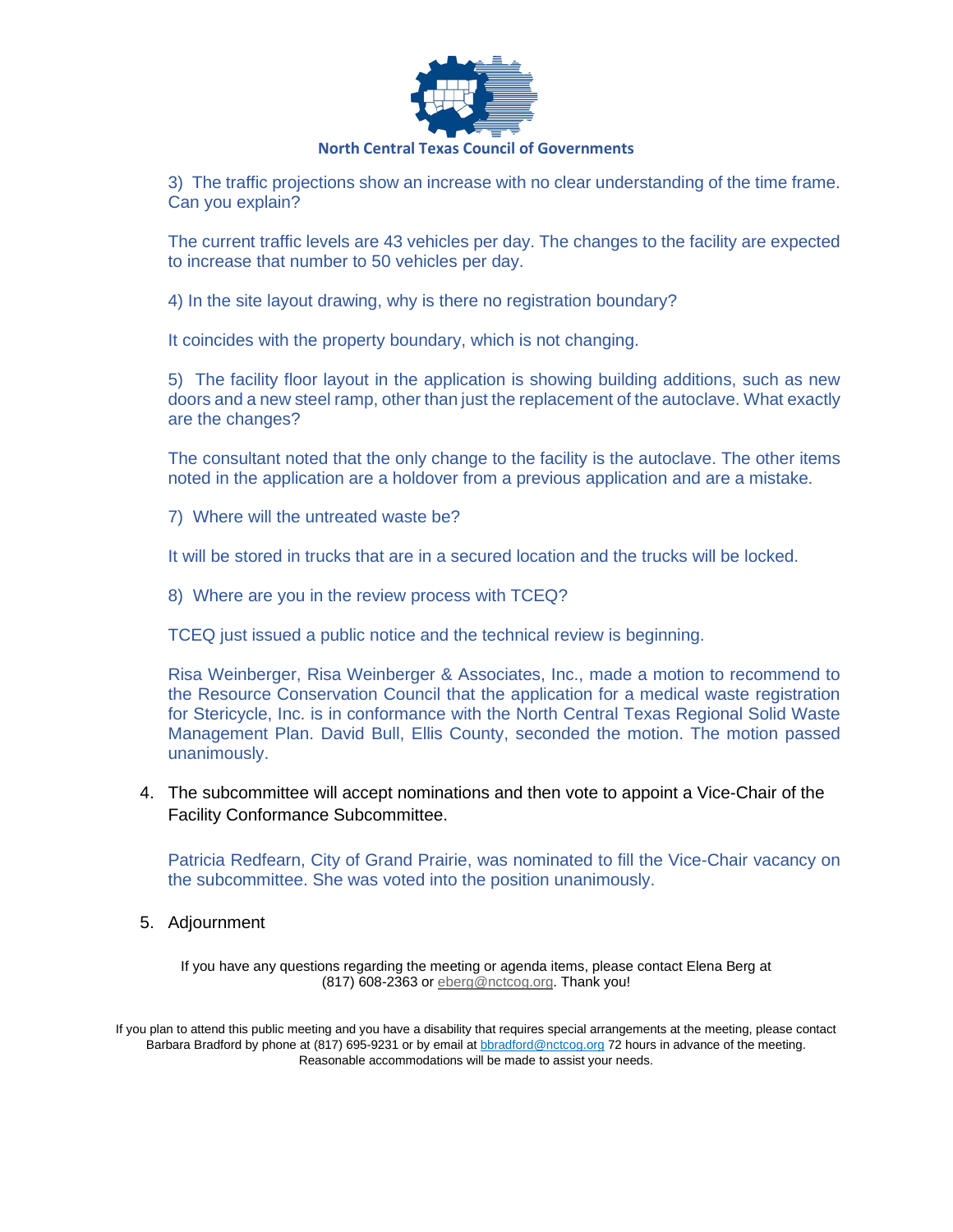3) The traffic projections show an increase with no clear understanding of the time frame. Can you explain?

The current traffic levels are 43 vehicles per day. The changes to the facility are expected to increase that number to 50 vehicles per day.

4) In the site layout drawing, why is there no registration boundary?

It coincides with the property boundary, which is not changing.

5) The facility floor layout in the application is showing building additions, such as new doors and a new steel ramp, other than just the replacement of the autoclave. What exactly are the changes?

The consultant noted that the only change to the facility is the autoclave. The other items noted in the application are a holdover from a previous application and are a mistake.

7) Where will the untreated waste be?

It will be stored in trucks that are in a secured location and the trucks will be locked.

8) Where are you in the review process with TCEQ?

TCEQ just issued a public notice and the technical review is beginning.

Risa Weinberger, Risa Weinberger & Associates, Inc., made a motion to recommend to the Resource Conservation Council that the application for a medical waste registration for Stericycle, Inc. is in conformance with the North Central Texas Regional Solid Waste Management Plan. David Bull, Ellis County, seconded the motion. The motion passed unanimously.

4. The subcommittee will accept nominations and then vote to appoint a Vice-Chair of the Facility Conformance Subcommittee.

   Patricia Redfearn, City of Grand Prairie, was nominated to fill the Vice-Chair vacancy on the subcommittee. She was voted into the position unanimously.

5. Adjournment

If you have any questions regarding the meeting or agenda items, please contact Elena Berg at (817) 608-2363 or eberg@nctcog.org. Thank you!

If you plan to attend this public meeting and you have a disability that requires special arrangements at the meeting, please contact Barbara Bradford by phone at (817) 695-9231 or by email at bbradford@nctcog.org 72 hours in advance of the meeting. Reasonable accommodations will be made to assist your needs.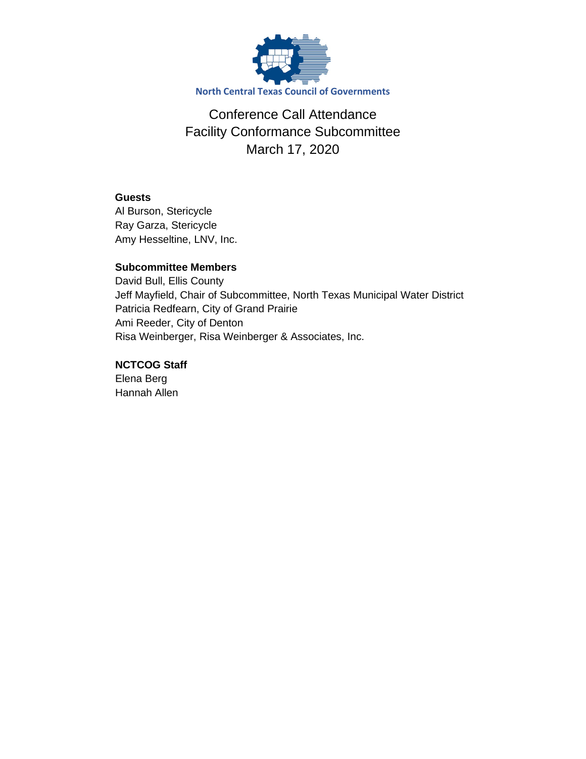North Central Texas Council of Governments

# Conference Call Attendance
# Facility Conformance Subcommittee
# March 17, 2020

**Guests**
Al Burson, Stericycle
Ray Garza, Stericycle
Amy Hesseltine, LNV, Inc.

**Subcommittee Members**
David Bull, Ellis County
Jeff Mayfield, Chair of Subcommittee, North Texas Municipal Water District
Patricia Redfearn, City of Grand Prairie
Ami Reeder, City of Denton
Risa Weinberger, Risa Weinberger & Associates, Inc.

**NCTCOG Staff**
Elena Berg
Hannah Allen